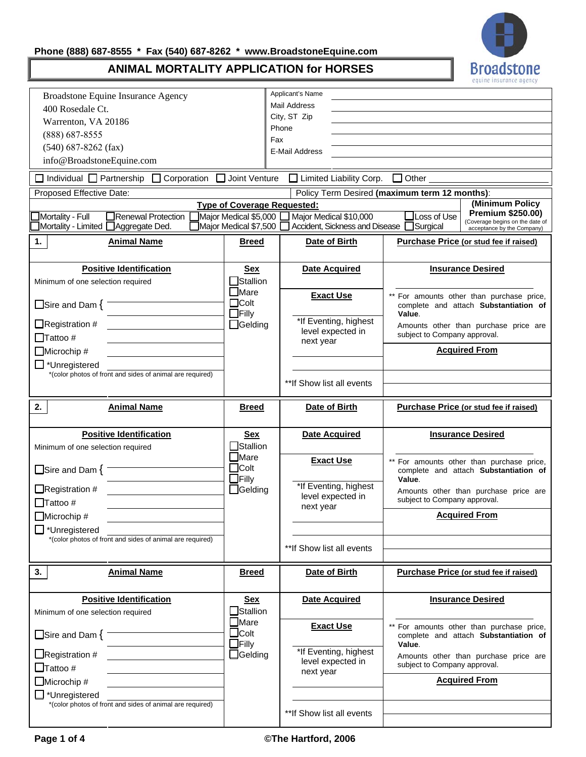Phone (888) 687-8555 * Fax (540) 687-8262 * www.BroadstoneEquine.com

Broadstone equine insurance agency

# ANIMAL MORTALITY APPLICATION for HORSES

| | | |
|---|---|---|
| Broadstone Equine Insurance Agency<br>400 Rosedale Ct.<br>Warrenton, VA 20186<br>(888) 687-8555<br>(540) 687-8262 (fax)<br>info@BroadstoneEquine.com | Applicant's Name | |
| | Mail Address | |
| | City, ST Zip | |
| | Phone | |
| | Fax | |
| | E-Mail Address | |

☐ Individual ☐ Partnership ☐ Corporation ☐ Joint Venture ☐ Limited Liability Corp. ☐ Other ____________

Proposed Effective Date: ____________ Policy Term Desired **(maximum term 12 months)**: ____________

**Type of Coverage Requested:**

☐ Mortality - Full ☐ Renewal Protection ☐ Major Medical $5,000 ☐ Major Medical $10,000 ☐ Loss of Use

☐ Mortality - Limited ☐ Aggregate Ded. ☐ Major Medical $7,500 ☐ Accident, Sickness and Disease ☐ Surgical

**(Minimum Policy Premium $250.00)**
(Coverage begins on the date of acceptance by the Company)

## 1.

| **Animal Name** | **Breed** | **Date of Birth** | **Purchase Price (or stud fee if raised)** |
|---|---|---|---|
| | | | |
| **Positive Identification** | **Sex** | **Date Acquired** | **Insurance Desired** |
| Minimum of one selection required<br>☐ Sire and Dam { ____________<br>☐ Registration # ____________<br>☐ Tattoo # ____________<br>☐ Microchip # ____________<br>☐ *Unregistered<br>*(color photos of front and sides of animal are required) | ☐ Stallion<br>☐ Mare<br>☐ Colt<br>☐ Filly<br>☐ Gelding | **Exact Use**<br>*If Eventing, highest level expected in next year<br>**If Show list all events | ** For amounts other than purchase price, complete and attach **Substantiation of Value**.<br>Amounts other than purchase price are subject to Company approval.<br>**Acquired From** |

## 2.

| **Animal Name** | **Breed** | **Date of Birth** | **Purchase Price (or stud fee if raised)** |
|---|---|---|---|
| | | | |
| **Positive Identification** | **Sex** | **Date Acquired** | **Insurance Desired** |
| Minimum of one selection required<br>☐ Sire and Dam { ____________<br>☐ Registration # ____________<br>☐ Tattoo # ____________<br>☐ Microchip # ____________<br>☐ *Unregistered<br>*(color photos of front and sides of animal are required) | ☐ Stallion<br>☐ Mare<br>☐ Colt<br>☐ Filly<br>☐ Gelding | **Exact Use**<br>*If Eventing, highest level expected in next year<br>**If Show list all events | ** For amounts other than purchase price, complete and attach **Substantiation of Value**.<br>Amounts other than purchase price are subject to Company approval.<br>**Acquired From** |

## 3.

| **Animal Name** | **Breed** | **Date of Birth** | **Purchase Price (or stud fee if raised)** |
|---|---|---|---|
| | | | |
| **Positive Identification** | **Sex** | **Date Acquired** | **Insurance Desired** |
| Minimum of one selection required<br>☐ Sire and Dam { ____________<br>☐ Registration # ____________<br>☐ Tattoo # ____________<br>☐ Microchip # ____________<br>☐ *Unregistered<br>*(color photos of front and sides of animal are required) | ☐ Stallion<br>☐ Mare<br>☐ Colt<br>☐ Filly<br>☐ Gelding | **Exact Use**<br>*If Eventing, highest level expected in next year<br>**If Show list all events | ** For amounts other than purchase price, complete and attach **Substantiation of Value**.<br>Amounts other than purchase price are subject to Company approval.<br>**Acquired From** |

©The Hartford, 2006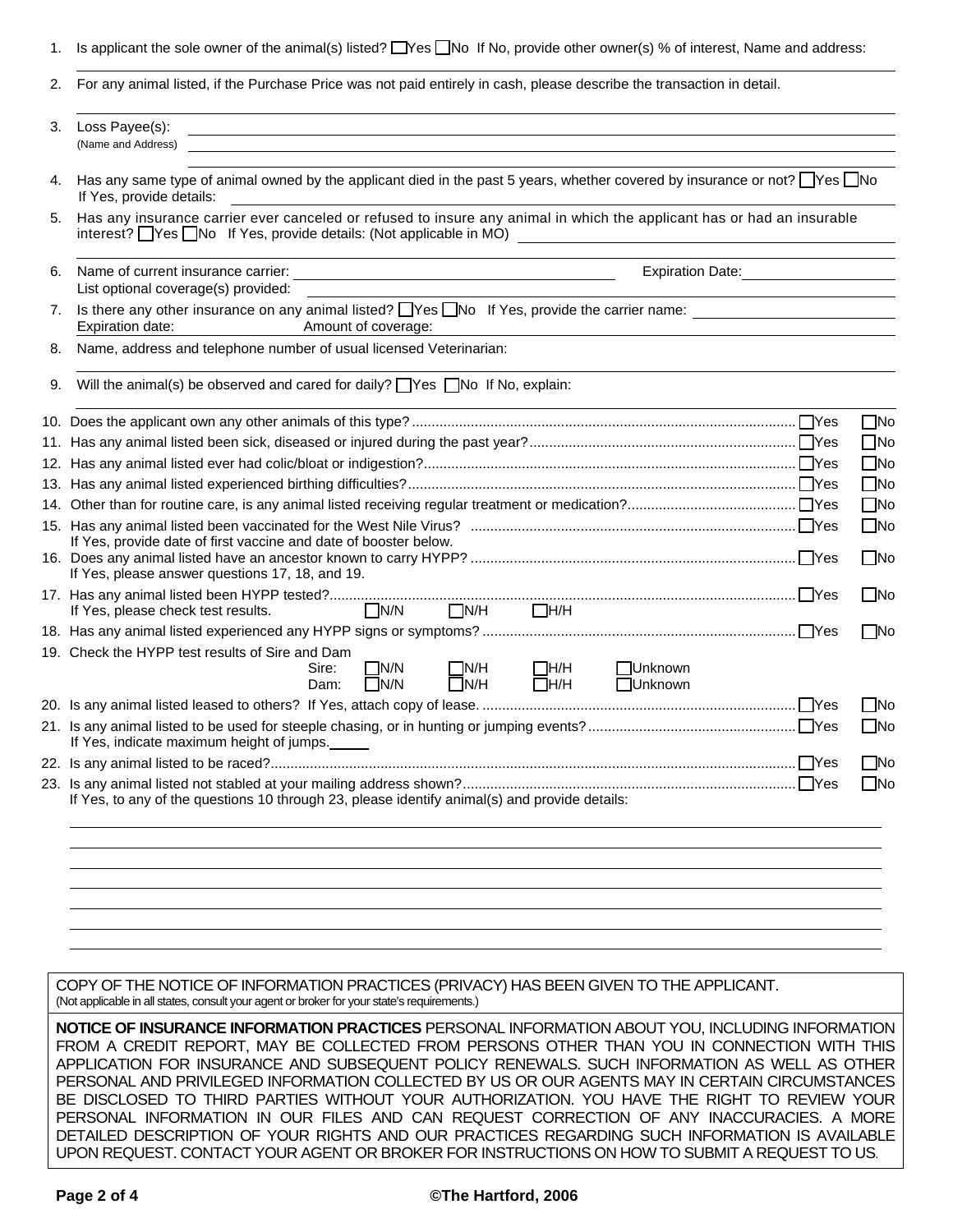1. Is applicant the sole owner of the animal(s) listed? ☐Yes ☐No If No, provide other owner(s) % of interest, Name and address:

2. For any animal listed, if the Purchase Price was not paid entirely in cash, please describe the transaction in detail.

3. Loss Payee(s):
   (Name and Address)

4. Has any same type of animal owned by the applicant died in the past 5 years, whether covered by insurance or not? ☐Yes ☐No
   If Yes, provide details:

5. Has any insurance carrier ever canceled or refused to insure any animal in which the applicant has or had an insurable interest? ☐Yes ☐No If Yes, provide details: (Not applicable in MO)

6. Name of current insurance carrier: Expiration Date:
   List optional coverage(s) provided:

7. Is there any other insurance on any animal listed? ☐Yes ☐No If Yes, provide the carrier name:
   Expiration date: Amount of coverage:

8. Name, address and telephone number of usual licensed Veterinarian:

9. Will the animal(s) be observed and cared for daily? ☐Yes ☐No If No, explain:

10. Does the applicant own any other animals of this type? ☐Yes ☐No
11. Has any animal listed been sick, diseased or injured during the past year? ☐Yes ☐No
12. Has any animal listed ever had colic/bloat or indigestion? ☐Yes ☐No
13. Has any animal listed experienced birthing difficulties? ☐Yes ☐No
14. Other than for routine care, is any animal listed receiving regular treatment or medication? ☐Yes ☐No
15. Has any animal listed been vaccinated for the West Nile Virus? ☐Yes ☐No
    If Yes, provide date of first vaccine and date of booster below.
16. Does any animal listed have an ancestor known to carry HYPP? ☐Yes ☐No
    If Yes, please answer questions 17, 18, and 19.
17. Has any animal listed been HYPP tested? ☐Yes ☐No
    If Yes, please check test results. ☐N/N ☐N/H ☐H/H
18. Has any animal listed experienced any HYPP signs or symptoms? ☐Yes ☐No
19. Check the HYPP test results of Sire and Dam
    Sire: ☐N/N ☐N/H ☐H/H ☐Unknown
    Dam: ☐N/N ☐N/H ☐H/H ☐Unknown
20. Is any animal listed leased to others? If Yes, attach copy of lease. ☐Yes ☐No
21. Is any animal listed to be used for steeple chasing, or in hunting or jumping events? ☐Yes ☐No
    If Yes, indicate maximum height of jumps.\_\_\_\_\_
22. Is any animal listed to be raced? ☐Yes ☐No
23. Is any animal listed not stabled at your mailing address shown? ☐Yes ☐No
    If Yes, to any of the questions 10 through 23, please identify animal(s) and provide details:

COPY OF THE NOTICE OF INFORMATION PRACTICES (PRIVACY) HAS BEEN GIVEN TO THE APPLICANT.
(Not applicable in all states, consult your agent or broker for your state's requirements.)

**NOTICE OF INSURANCE INFORMATION PRACTICES** PERSONAL INFORMATION ABOUT YOU, INCLUDING INFORMATION FROM A CREDIT REPORT, MAY BE COLLECTED FROM PERSONS OTHER THAN YOU IN CONNECTION WITH THIS APPLICATION FOR INSURANCE AND SUBSEQUENT POLICY RENEWALS. SUCH INFORMATION AS WELL AS OTHER PERSONAL AND PRIVILEGED INFORMATION COLLECTED BY US OR OUR AGENTS MAY IN CERTAIN CIRCUMSTANCES BE DISCLOSED TO THIRD PARTIES WITHOUT YOUR AUTHORIZATION. YOU HAVE THE RIGHT TO REVIEW YOUR PERSONAL INFORMATION IN OUR FILES AND CAN REQUEST CORRECTION OF ANY INACCURACIES. A MORE DETAILED DESCRIPTION OF YOUR RIGHTS AND OUR PRACTICES REGARDING SUCH INFORMATION IS AVAILABLE UPON REQUEST. CONTACT YOUR AGENT OR BROKER FOR INSTRUCTIONS ON HOW TO SUBMIT A REQUEST TO US.

©The Hartford, 2006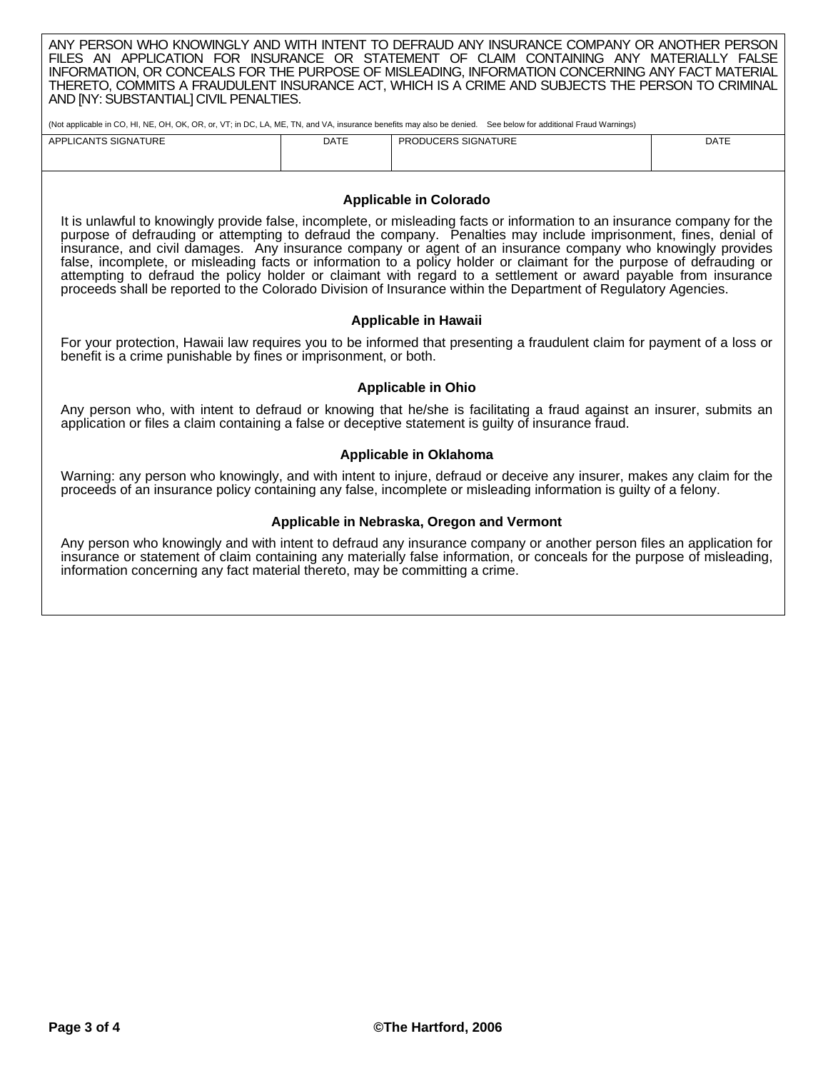ANY PERSON WHO KNOWINGLY AND WITH INTENT TO DEFRAUD ANY INSURANCE COMPANY OR ANOTHER PERSON FILES AN APPLICATION FOR INSURANCE OR STATEMENT OF CLAIM CONTAINING ANY MATERIALLY FALSE INFORMATION, OR CONCEALS FOR THE PURPOSE OF MISLEADING, INFORMATION CONCERNING ANY FACT MATERIAL THERETO, COMMITS A FRAUDULENT INSURANCE ACT, WHICH IS A CRIME AND SUBJECTS THE PERSON TO CRIMINAL AND [NY: SUBSTANTIAL] CIVIL PENALTIES.

(Not applicable in CO, HI, NE, OH, OK, OR, or, VT; in DC, LA, ME, TN, and VA, insurance benefits may also be denied. See below for additional Fraud Warnings)

| APPLICANTS SIGNATURE | DATE | PRODUCERS SIGNATURE | DATE |
|---|---|---|---|
| | | | |

### Applicable in Colorado

It is unlawful to knowingly provide false, incomplete, or misleading facts or information to an insurance company for the purpose of defrauding or attempting to defraud the company. Penalties may include imprisonment, fines, denial of insurance, and civil damages. Any insurance company or agent of an insurance company who knowingly provides false, incomplete, or misleading facts or information to a policy holder or claimant for the purpose of defrauding or attempting to defraud the policy holder or claimant with regard to a settlement or award payable from insurance proceeds shall be reported to the Colorado Division of Insurance within the Department of Regulatory Agencies.

### Applicable in Hawaii

For your protection, Hawaii law requires you to be informed that presenting a fraudulent claim for payment of a loss or benefit is a crime punishable by fines or imprisonment, or both.

### Applicable in Ohio

Any person who, with intent to defraud or knowing that he/she is facilitating a fraud against an insurer, submits an application or files a claim containing a false or deceptive statement is guilty of insurance fraud.

### Applicable in Oklahoma

Warning: any person who knowingly, and with intent to injure, defraud or deceive any insurer, makes any claim for the proceeds of an insurance policy containing any false, incomplete or misleading information is guilty of a felony.

### Applicable in Nebraska, Oregon and Vermont

Any person who knowingly and with intent to defraud any insurance company or another person files an application for insurance or statement of claim containing any materially false information, or conceals for the purpose of misleading, information concerning any fact material thereto, may be committing a crime.

©The Hartford, 2006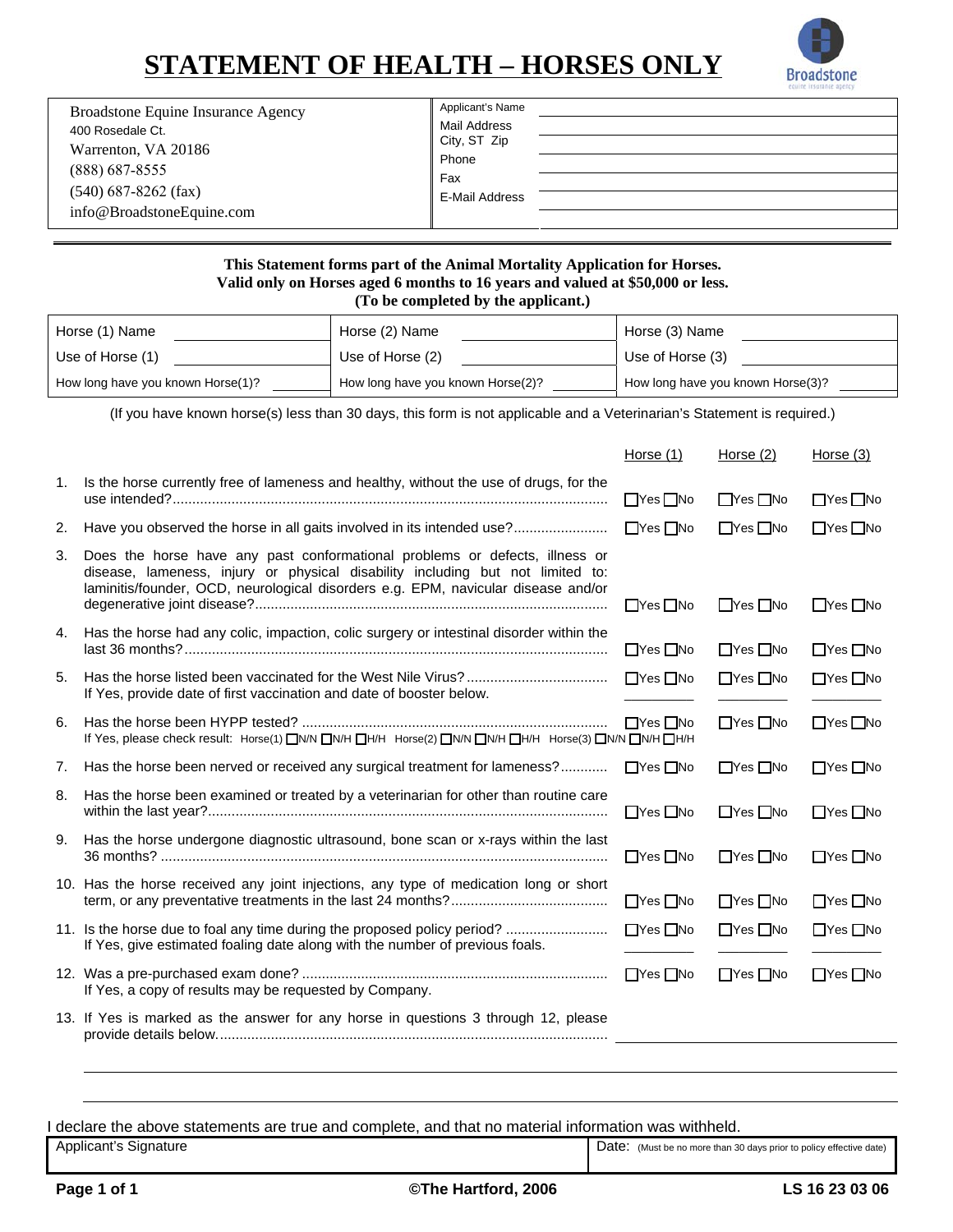# STATEMENT OF HEALTH – HORSES ONLY

Broadstone

| | | |
|---|---|---|
| Broadstone Equine Insurance Agency<br>400 Rosedale Ct.<br>Warrenton, VA 20186<br>(888) 687-8555<br>(540) 687-8262 (fax)<br>info@BroadstoneEquine.com | Applicant's Name | |
| | Mail Address | |
| | City, ST Zip | |
| | Phone | |
| | Fax | |
| | E-Mail Address | |

**This Statement forms part of the Animal Mortality Application for Horses.**
**Valid only on Horses aged 6 months to 16 years and valued at $50,000 or less.**
**(To be completed by the applicant.)**

| | | |
|---|---|---|
| Horse (1) Name ________ | Horse (2) Name ________ | Horse (3) Name ________ |
| Use of Horse (1) ________ | Use of Horse (2) ________ | Use of Horse (3) ________ |
| How long have you known Horse(1)? ________ | How long have you known Horse(2)? ________ | How long have you known Horse(3)? ________ |

(If you have known horse(s) less than 30 days, this form is not applicable and a Veterinarian's Statement is required.)

| | | Horse (1) | Horse (2) | Horse (3) |
|---|---|---|---|---|
| 1. | Is the horse currently free of lameness and healthy, without the use of drugs, for the use intended? | ☐Yes ☐No | ☐Yes ☐No | ☐Yes ☐No |
| 2. | Have you observed the horse in all gaits involved in its intended use? | ☐Yes ☐No | ☐Yes ☐No | ☐Yes ☐No |
| 3. | Does the horse have any past conformational problems or defects, illness or disease, lameness, injury or physical disability including but not limited to: laminitis/founder, OCD, neurological disorders e.g. EPM, navicular disease and/or degenerative joint disease? | ☐Yes ☐No | ☐Yes ☐No | ☐Yes ☐No |
| 4. | Has the horse had any colic, impaction, colic surgery or intestinal disorder within the last 36 months? | ☐Yes ☐No | ☐Yes ☐No | ☐Yes ☐No |
| 5. | Has the horse listed been vaccinated for the West Nile Virus?<br>If Yes, provide date of first vaccination and date of booster below. | ☐Yes ☐No<br>________ | ☐Yes ☐No<br>________ | ☐Yes ☐No<br>________ |
| 6. | Has the horse been HYPP tested?<br>If Yes, please check result: Horse(1) ☐N/N ☐N/H ☐H/H Horse(2) ☐N/N ☐N/H ☐H/H Horse(3) ☐N/N ☐N/H ☐H/H | ☐Yes ☐No | ☐Yes ☐No | ☐Yes ☐No |
| 7. | Has the horse been nerved or received any surgical treatment for lameness? | ☐Yes ☐No | ☐Yes ☐No | ☐Yes ☐No |
| 8. | Has the horse been examined or treated by a veterinarian for other than routine care within the last year? | ☐Yes ☐No | ☐Yes ☐No | ☐Yes ☐No |
| 9. | Has the horse undergone diagnostic ultrasound, bone scan or x-rays within the last 36 months? | ☐Yes ☐No | ☐Yes ☐No | ☐Yes ☐No |
| 10. | Has the horse received any joint injections, any type of medication long or short term, or any preventative treatments in the last 24 months? | ☐Yes ☐No | ☐Yes ☐No | ☐Yes ☐No |
| 11. | Is the horse due to foal any time during the proposed policy period?<br>If Yes, give estimated foaling date along with the number of previous foals. | ☐Yes ☐No<br>________ | ☐Yes ☐No<br>________ | ☐Yes ☐No<br>________ |
| 12. | Was a pre-purchased exam done?<br>If Yes, a copy of results may be requested by Company. | ☐Yes ☐No | ☐Yes ☐No | ☐Yes ☐No |
| 13. | If Yes is marked as the answer for any horse in questions 3 through 12, please provide details below. | | | |

________________________________________

________________________________________

I declare the above statements are true and complete, and that no material information was withheld.

| Applicant's Signature | Date: (Must be no more than 30 days prior to policy effective date) |
|---|---|
| | |

©The Hartford, 2006

LS 16 23 03 06